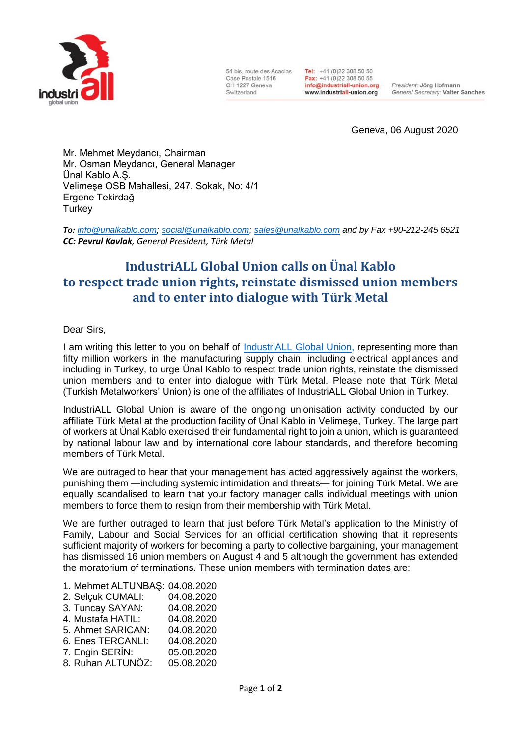54 bis, route des Acacias
Case Postale 1516
CH 1227 Geneva
Switzerland

Tel: +41 (0)22 308 50 50
Fax: +41 (0)22 308 50 55
info@industriall-union.org
www.industriall-union.org

*President:* Jörg Hofmann
*General Secretary:* Valter Sanches

Geneva, 06 August 2020

Mr. Mehmet Meydancı, Chairman
Mr. Osman Meydancı, General Manager
Ünal Kablo A.Ş.
Velimeşe OSB Mahallesi, 247. Sokak, No: 4/1
Ergene Tekirdağ
Turkey

***To:*** *info@unalkablo.com; social@unalkablo.com; sales@unalkablo.com and by Fax +90-212-245 6521*
***CC: Pevrul Kavlak**, General President, Türk Metal*

# IndustriALL Global Union calls on Ünal Kablo to respect trade union rights, reinstate dismissed union members and to enter into dialogue with Türk Metal

Dear Sirs,

I am writing this letter to you on behalf of IndustriALL Global Union, representing more than fifty million workers in the manufacturing supply chain, including electrical appliances and including in Turkey, to urge Ünal Kablo to respect trade union rights, reinstate the dismissed union members and to enter into dialogue with Türk Metal. Please note that Türk Metal (Turkish Metalworkers' Union) is one of the affiliates of IndustriALL Global Union in Turkey.

IndustriALL Global Union is aware of the ongoing unionisation activity conducted by our affiliate Türk Metal at the production facility of Ünal Kablo in Velimeşe, Turkey. The large part of workers at Ünal Kablo exercised their fundamental right to join a union, which is guaranteed by national labour law and by international core labour standards, and therefore becoming members of Türk Metal.

We are outraged to hear that your management has acted aggressively against the workers, punishing them —including systemic intimidation and threats— for joining Türk Metal. We are equally scandalised to learn that your factory manager calls individual meetings with union members to force them to resign from their membership with Türk Metal.

We are further outraged to learn that just before Türk Metal's application to the Ministry of Family, Labour and Social Services for an official certification showing that it represents sufficient majority of workers for becoming a party to collective bargaining, your management has dismissed 16 union members on August 4 and 5 although the government has extended the moratorium of terminations. These union members with termination dates are:

1. Mehmet ALTUNBAŞ: 04.08.2020
2. Selçuk CUMALI: 04.08.2020
3. Tuncay SAYAN: 04.08.2020
4. Mustafa HATIL: 04.08.2020
5. Ahmet SARICAN: 04.08.2020
6. Enes TERCANLI: 04.08.2020
7. Engin SERİN: 05.08.2020
8. Ruhan ALTUNÖZ: 05.08.2020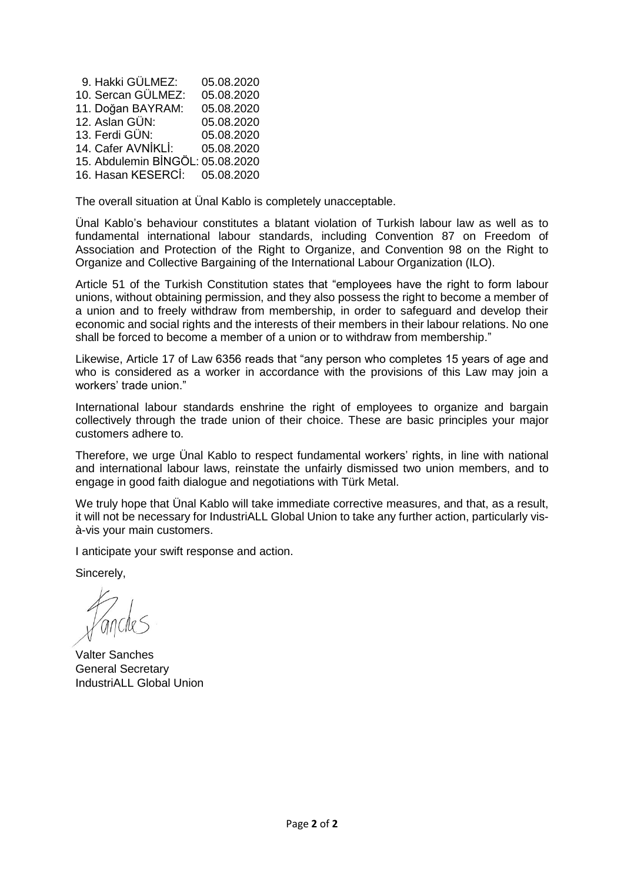9. Hakki GÜLMEZ: 05.08.2020
10. Sercan GÜLMEZ: 05.08.2020
11. Doğan BAYRAM: 05.08.2020
12. Aslan GÜN: 05.08.2020
13. Ferdi GÜN: 05.08.2020
14. Cafer AVNİKLİ: 05.08.2020
15. Abdulemin BİNGÖL: 05.08.2020
16. Hasan KESERCİ: 05.08.2020

The overall situation at Ünal Kablo is completely unacceptable.

Ünal Kablo's behaviour constitutes a blatant violation of Turkish labour law as well as to fundamental international labour standards, including Convention 87 on Freedom of Association and Protection of the Right to Organize, and Convention 98 on the Right to Organize and Collective Bargaining of the International Labour Organization (ILO).

Article 51 of the Turkish Constitution states that "employees have the right to form labour unions, without obtaining permission, and they also possess the right to become a member of a union and to freely withdraw from membership, in order to safeguard and develop their economic and social rights and the interests of their members in their labour relations. No one shall be forced to become a member of a union or to withdraw from membership."

Likewise, Article 17 of Law 6356 reads that "any person who completes 15 years of age and who is considered as a worker in accordance with the provisions of this Law may join a workers' trade union."

International labour standards enshrine the right of employees to organize and bargain collectively through the trade union of their choice. These are basic principles your major customers adhere to.

Therefore, we urge Ünal Kablo to respect fundamental workers' rights, in line with national and international labour laws, reinstate the unfairly dismissed two union members, and to engage in good faith dialogue and negotiations with Türk Metal.

We truly hope that Ünal Kablo will take immediate corrective measures, and that, as a result, it will not be necessary for IndustriALL Global Union to take any further action, particularly vis-à-vis your main customers.

I anticipate your swift response and action.

Sincerely,

Valter Sanches
General Secretary
IndustriALL Global Union